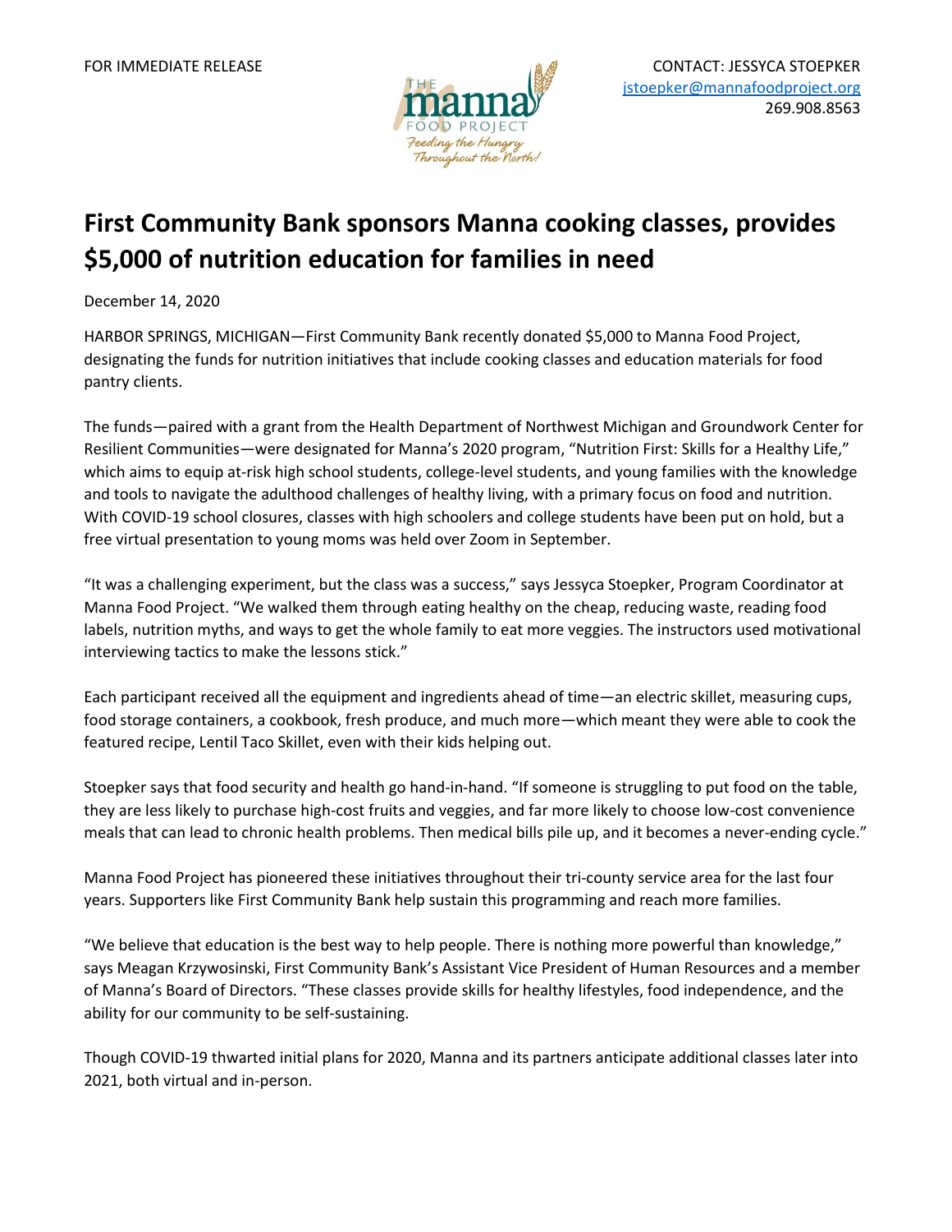FOR IMMEDIATE RELEASE

CONTACT: JESSYCA STOEPKER
jstoepker@mannafoodproject.org
269.908.8563

THE manna FOOD PROJECT
*Feeding the Hungry Throughout the North!*

# First Community Bank sponsors Manna cooking classes, provides $5,000 of nutrition education for families in need

December 14, 2020

HARBOR SPRINGS, MICHIGAN—First Community Bank recently donated $5,000 to Manna Food Project, designating the funds for nutrition initiatives that include cooking classes and education materials for food pantry clients.

The funds—paired with a grant from the Health Department of Northwest Michigan and Groundwork Center for Resilient Communities—were designated for Manna's 2020 program, "Nutrition First: Skills for a Healthy Life," which aims to equip at-risk high school students, college-level students, and young families with the knowledge and tools to navigate the adulthood challenges of healthy living, with a primary focus on food and nutrition. With COVID-19 school closures, classes with high schoolers and college students have been put on hold, but a free virtual presentation to young moms was held over Zoom in September.

"It was a challenging experiment, but the class was a success," says Jessyca Stoepker, Program Coordinator at Manna Food Project. "We walked them through eating healthy on the cheap, reducing waste, reading food labels, nutrition myths, and ways to get the whole family to eat more veggies. The instructors used motivational interviewing tactics to make the lessons stick."

Each participant received all the equipment and ingredients ahead of time—an electric skillet, measuring cups, food storage containers, a cookbook, fresh produce, and much more—which meant they were able to cook the featured recipe, Lentil Taco Skillet, even with their kids helping out.

Stoepker says that food security and health go hand-in-hand. "If someone is struggling to put food on the table, they are less likely to purchase high-cost fruits and veggies, and far more likely to choose low-cost convenience meals that can lead to chronic health problems. Then medical bills pile up, and it becomes a never-ending cycle."

Manna Food Project has pioneered these initiatives throughout their tri-county service area for the last four years. Supporters like First Community Bank help sustain this programming and reach more families.

"We believe that education is the best way to help people. There is nothing more powerful than knowledge," says Meagan Krzywosinski, First Community Bank's Assistant Vice President of Human Resources and a member of Manna's Board of Directors. "These classes provide skills for healthy lifestyles, food independence, and the ability for our community to be self-sustaining.

Though COVID-19 thwarted initial plans for 2020, Manna and its partners anticipate additional classes later into 2021, both virtual and in-person.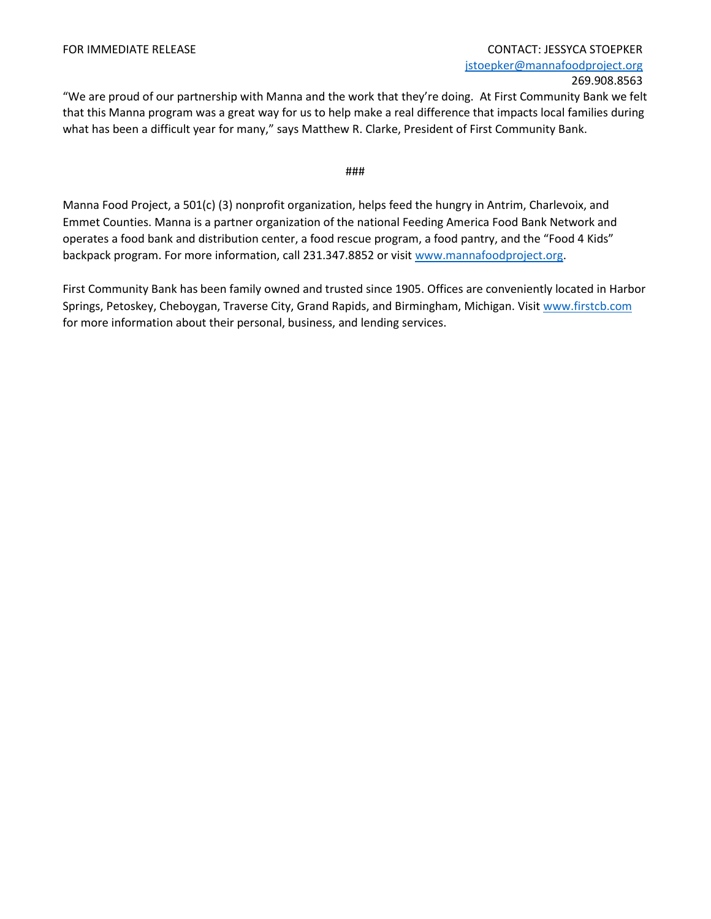FOR IMMEDIATE RELEASE

CONTACT: JESSYCA STOEPKER
jstoepker@mannafoodproject.org
269.908.8563

"We are proud of our partnership with Manna and the work that they're doing. At First Community Bank we felt that this Manna program was a great way for us to help make a real difference that impacts local families during what has been a difficult year for many," says Matthew R. Clarke, President of First Community Bank.

###

Manna Food Project, a 501(c) (3) nonprofit organization, helps feed the hungry in Antrim, Charlevoix, and Emmet Counties. Manna is a partner organization of the national Feeding America Food Bank Network and operates a food bank and distribution center, a food rescue program, a food pantry, and the "Food 4 Kids" backpack program. For more information, call 231.347.8852 or visit www.mannafoodproject.org.

First Community Bank has been family owned and trusted since 1905. Offices are conveniently located in Harbor Springs, Petoskey, Cheboygan, Traverse City, Grand Rapids, and Birmingham, Michigan. Visit www.firstcb.com for more information about their personal, business, and lending services.